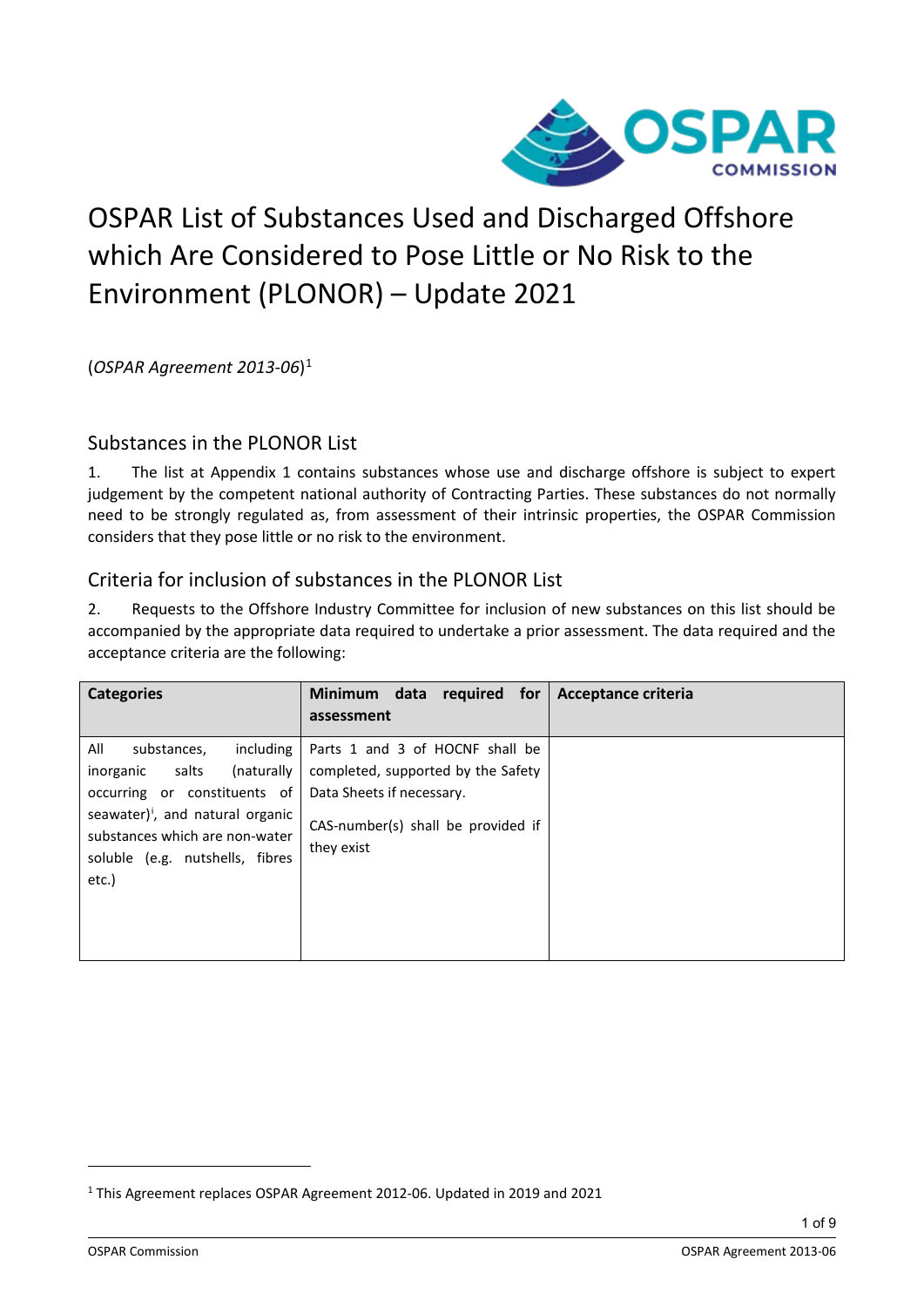# OSPAR List of Substances Used and Discharged Offshore which Are Considered to Pose Little or No Risk to the Environment (PLONOR) – Update 2021

(*OSPAR Agreement 2013-06*)[1]

## Substances in the PLONOR List

1. The list at Appendix 1 contains substances whose use and discharge offshore is subject to expert judgement by the competent national authority of Contracting Parties. These substances do not normally need to be strongly regulated as, from assessment of their intrinsic properties, the OSPAR Commission considers that they pose little or no risk to the environment.

## Criteria for inclusion of substances in the PLONOR List

2. Requests to the Offshore Industry Committee for inclusion of new substances on this list should be accompanied by the appropriate data required to undertake a prior assessment. The data required and the acceptance criteria are the following:

| **Categories** | **Minimum data required for assessment** | **Acceptance criteria** |
|---|---|---|
| All substances, including inorganic salts (naturally occurring or constituents of seawater)[i], and natural organic substances which are non-water soluble (e.g. nutshells, fibres etc.) | Parts 1 and 3 of HOCNF shall be completed, supported by the Safety Data Sheets if necessary.<br><br>CAS-number(s) shall be provided if they exist | |

[1] This Agreement replaces OSPAR Agreement 2012-06. Updated in 2019 and 2021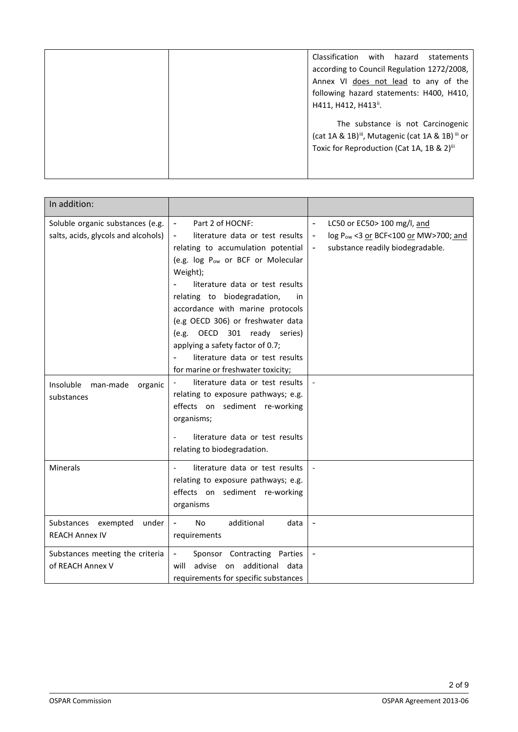| | | |
|---|---|---|
| | | Classification with hazard statements according to Council Regulation 1272/2008, Annex VI <u>does not lead</u> to any of the following hazard statements: H400, H410, H411, H412, H413[ii]. <br><br> The substance is not Carcinogenic (cat 1A & 1B)[iii], Mutagenic (cat 1A & 1B)[iii] or Toxic for Reproduction (Cat 1A, 1B & 2)[iii] |

| In addition: | | |
|---|---|---|
| Soluble organic substances (e.g. salts, acids, glycols and alcohols) | - Part 2 of HOCNF:<br>- literature data or test results relating to accumulation potential (e.g. log $P_{ow}$ or BCF or Molecular Weight);<br>- literature data or test results relating to biodegradation, in accordance with marine protocols (e.g OECD 306) or freshwater data (e.g. OECD 301 ready series) applying a safety factor of 0.7;<br>- literature data or test results for marine or freshwater toxicity; | - LC50 or EC50> 100 mg/l, <u>and</u><br>- log $P_{ow}$ <3 <u>or</u> BCF<100 <u>or</u> MW>700; <u>and</u><br>- substance readily biodegradable. |
| Insoluble man-made organic substances | - literature data or test results relating to exposure pathways; e.g. effects on sediment re-working organisms;<br><br>- literature data or test results relating to biodegradation. | - |
| Minerals | - literature data or test results relating to exposure pathways; e.g. effects on sediment re-working organisms | - |
| Substances exempted under REACH Annex IV | - No additional data requirements | - |
| Substances meeting the criteria of REACH Annex V | - Sponsor Contracting Parties will advise on additional data requirements for specific substances | - |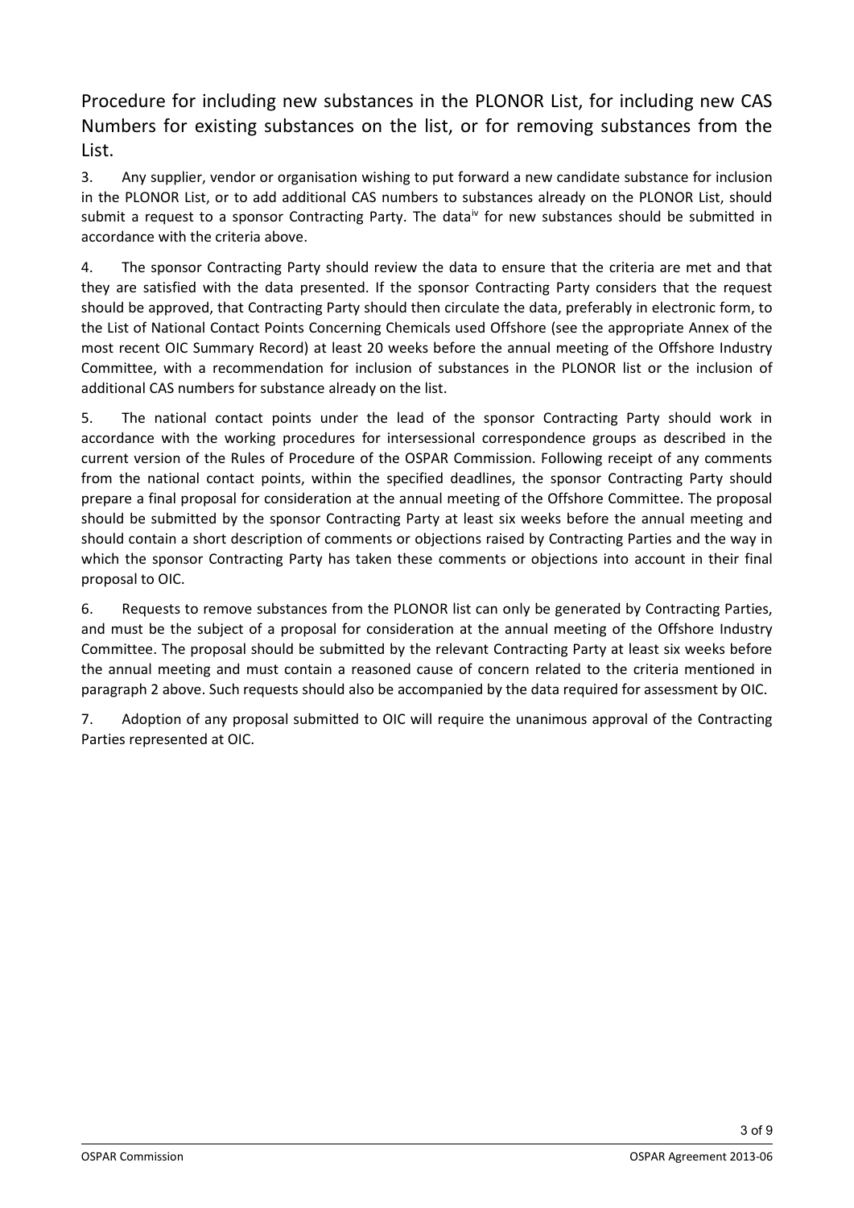## Procedure for including new substances in the PLONOR List, for including new CAS Numbers for existing substances on the list, or for removing substances from the List.

3. Any supplier, vendor or organisation wishing to put forward a new candidate substance for inclusion in the PLONOR List, or to add additional CAS numbers to substances already on the PLONOR List, should submit a request to a sponsor Contracting Party. The data[iv] for new substances should be submitted in accordance with the criteria above.

4. The sponsor Contracting Party should review the data to ensure that the criteria are met and that they are satisfied with the data presented. If the sponsor Contracting Party considers that the request should be approved, that Contracting Party should then circulate the data, preferably in electronic form, to the List of National Contact Points Concerning Chemicals used Offshore (see the appropriate Annex of the most recent OIC Summary Record) at least 20 weeks before the annual meeting of the Offshore Industry Committee, with a recommendation for inclusion of substances in the PLONOR list or the inclusion of additional CAS numbers for substance already on the list.

5. The national contact points under the lead of the sponsor Contracting Party should work in accordance with the working procedures for intersessional correspondence groups as described in the current version of the Rules of Procedure of the OSPAR Commission. Following receipt of any comments from the national contact points, within the specified deadlines, the sponsor Contracting Party should prepare a final proposal for consideration at the annual meeting of the Offshore Committee. The proposal should be submitted by the sponsor Contracting Party at least six weeks before the annual meeting and should contain a short description of comments or objections raised by Contracting Parties and the way in which the sponsor Contracting Party has taken these comments or objections into account in their final proposal to OIC.

6. Requests to remove substances from the PLONOR list can only be generated by Contracting Parties, and must be the subject of a proposal for consideration at the annual meeting of the Offshore Industry Committee. The proposal should be submitted by the relevant Contracting Party at least six weeks before the annual meeting and must contain a reasoned cause of concern related to the criteria mentioned in paragraph 2 above. Such requests should also be accompanied by the data required for assessment by OIC.

7. Adoption of any proposal submitted to OIC will require the unanimous approval of the Contracting Parties represented at OIC.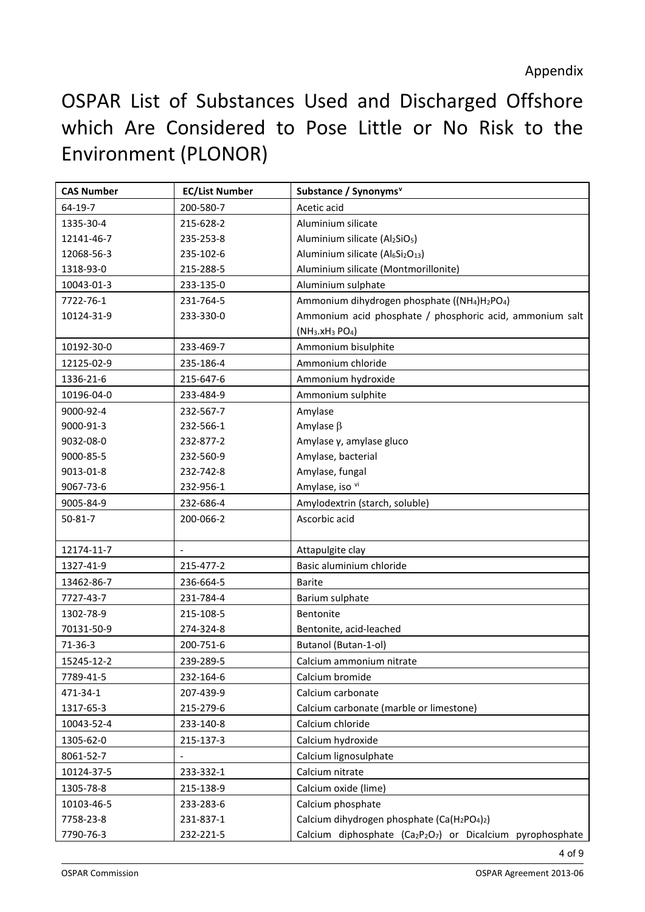Appendix

# OSPAR List of Substances Used and Discharged Offshore which Are Considered to Pose Little or No Risk to the Environment (PLONOR)

| CAS Number | EC/List Number | Substance / Synonyms[v] |
|---|---|---|
| 64-19-7 | 200-580-7 | Acetic acid |
| 1335-30-4 | 215-628-2 | Aluminium silicate |
| 12141-46-7 | 235-253-8 | Aluminium silicate ($Al_2SiO_5$) |
| 12068-56-3 | 235-102-6 | Aluminium silicate ($Al_6Si_2O_{13}$) |
| 1318-93-0 | 215-288-5 | Aluminium silicate (Montmorillonite) |
| 10043-01-3 | 233-135-0 | Aluminium sulphate |
| 7722-76-1 | 231-764-5 | Ammonium dihydrogen phosphate ($(NH_4)H_2PO_4$) |
| 10124-31-9 | 233-330-0 | Ammonium acid phosphate / phosphoric acid, ammonium salt ($NH_3.xH_3PO_4$) |
| 10192-30-0 | 233-469-7 | Ammonium bisulphite |
| 12125-02-9 | 235-186-4 | Ammonium chloride |
| 1336-21-6 | 215-647-6 | Ammonium hydroxide |
| 10196-04-0 | 233-484-9 | Ammonium sulphite |
| 9000-92-4 | 232-567-7 | Amylase |
| 9000-91-3 | 232-566-1 | Amylase β |
| 9032-08-0 | 232-877-2 | Amylase γ, amylase gluco |
| 9000-85-5 | 232-560-9 | Amylase, bacterial |
| 9013-01-8 | 232-742-8 | Amylase, fungal |
| 9067-73-6 | 232-956-1 | Amylase, iso [vi] |
| 9005-84-9 | 232-686-4 | Amylodextrin (starch, soluble) |
| 50-81-7 | 200-066-2 | Ascorbic acid |
| 12174-11-7 | - | Attapulgite clay |
| 1327-41-9 | 215-477-2 | Basic aluminium chloride |
| 13462-86-7 | 236-664-5 | Barite |
| 7727-43-7 | 231-784-4 | Barium sulphate |
| 1302-78-9 | 215-108-5 | Bentonite |
| 70131-50-9 | 274-324-8 | Bentonite, acid-leached |
| 71-36-3 | 200-751-6 | Butanol (Butan-1-ol) |
| 15245-12-2 | 239-289-5 | Calcium ammonium nitrate |
| 7789-41-5 | 232-164-6 | Calcium bromide |
| 471-34-1 | 207-439-9 | Calcium carbonate |
| 1317-65-3 | 215-279-6 | Calcium carbonate (marble or limestone) |
| 10043-52-4 | 233-140-8 | Calcium chloride |
| 1305-62-0 | 215-137-3 | Calcium hydroxide |
| 8061-52-7 | - | Calcium lignosulphate |
| 10124-37-5 | 233-332-1 | Calcium nitrate |
| 1305-78-8 | 215-138-9 | Calcium oxide (lime) |
| 10103-46-5 | 233-283-6 | Calcium phosphate |
| 7758-23-8 | 231-837-1 | Calcium dihydrogen phosphate ($Ca(H_2PO_4)_2$) |
| 7790-76-3 | 232-221-5 | Calcium diphosphate ($Ca_2P_2O_7$) or Dicalcium pyrophosphate |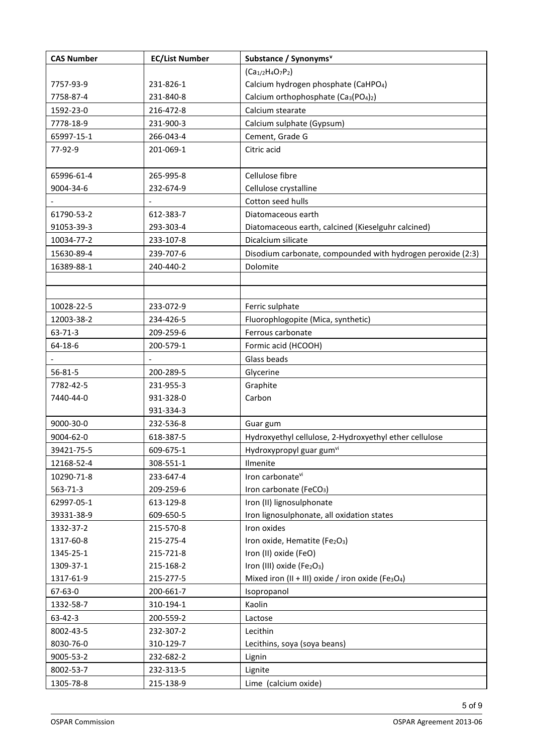| CAS Number | EC/List Number | Substance / Synonyms[v] |
|---|---|---|
| | | ($Ca_{1/2}H_4O_7P_2$) |
| 7757-93-9 | 231-826-1 | Calcium hydrogen phosphate ($CaHPO_4$) |
| 7758-87-4 | 231-840-8 | Calcium orthophosphate ($Ca_3(PO_4)_2$) |
| 1592-23-0 | 216-472-8 | Calcium stearate |
| 7778-18-9 | 231-900-3 | Calcium sulphate (Gypsum) |
| 65997-15-1 | 266-043-4 | Cement, Grade G |
| 77-92-9 | 201-069-1 | Citric acid |
| 65996-61-4 | 265-995-8 | Cellulose fibre |
| 9004-34-6 | 232-674-9 | Cellulose crystalline |
| - | - | Cotton seed hulls |
| 61790-53-2 | 612-383-7 | Diatomaceous earth |
| 91053-39-3 | 293-303-4 | Diatomaceous earth, calcined (Kieselguhr calcined) |
| 10034-77-2 | 233-107-8 | Dicalcium silicate |
| 15630-89-4 | 239-707-6 | Disodium carbonate, compounded with hydrogen peroxide (2:3) |
| 16389-88-1 | 240-440-2 | Dolomite |
| | | |
| | | |
| 10028-22-5 | 233-072-9 | Ferric sulphate |
| 12003-38-2 | 234-426-5 | Fluorophlogopite (Mica, synthetic) |
| 63-71-3 | 209-259-6 | Ferrous carbonate |
| 64-18-6 | 200-579-1 | Formic acid (HCOOH) |
| - | - | Glass beads |
| 56-81-5 | 200-289-5 | Glycerine |
| 7782-42-5 | 231-955-3 | Graphite |
| 7440-44-0 | 931-328-0<br>931-334-3 | Carbon |
| 9000-30-0 | 232-536-8 | Guar gum |
| 9004-62-0 | 618-387-5 | Hydroxyethyl cellulose, 2-Hydroxyethyl ether cellulose |
| 39421-75-5 | 609-675-1 | Hydroxypropyl guar gum[vi] |
| 12168-52-4 | 308-551-1 | Ilmenite |
| 10290-71-8 | 233-647-4 | Iron carbonate[vi] |
| 563-71-3 | 209-259-6 | Iron carbonate ($FeCO_3$) |
| 62997-05-1 | 613-129-8 | Iron (II) lignosulphonate |
| 39331-38-9 | 609-650-5 | Iron lignosulphonate, all oxidation states |
| 1332-37-2 | 215-570-8 | Iron oxides |
| 1317-60-8 | 215-275-4 | Iron oxide, Hematite ($Fe_2O_3$) |
| 1345-25-1 | 215-721-8 | Iron (II) oxide (FeO) |
| 1309-37-1 | 215-168-2 | Iron (III) oxide ($Fe_2O_3$) |
| 1317-61-9 | 215-277-5 | Mixed iron (II + III) oxide / iron oxide ($Fe_3O_4$) |
| 67-63-0 | 200-661-7 | Isopropanol |
| 1332-58-7 | 310-194-1 | Kaolin |
| 63-42-3 | 200-559-2 | Lactose |
| 8002-43-5 | 232-307-2 | Lecithin |
| 8030-76-0 | 310-129-7 | Lecithins, soya (soya beans) |
| 9005-53-2 | 232-682-2 | Lignin |
| 8002-53-7 | 232-313-5 | Lignite |
| 1305-78-8 | 215-138-9 | Lime (calcium oxide) |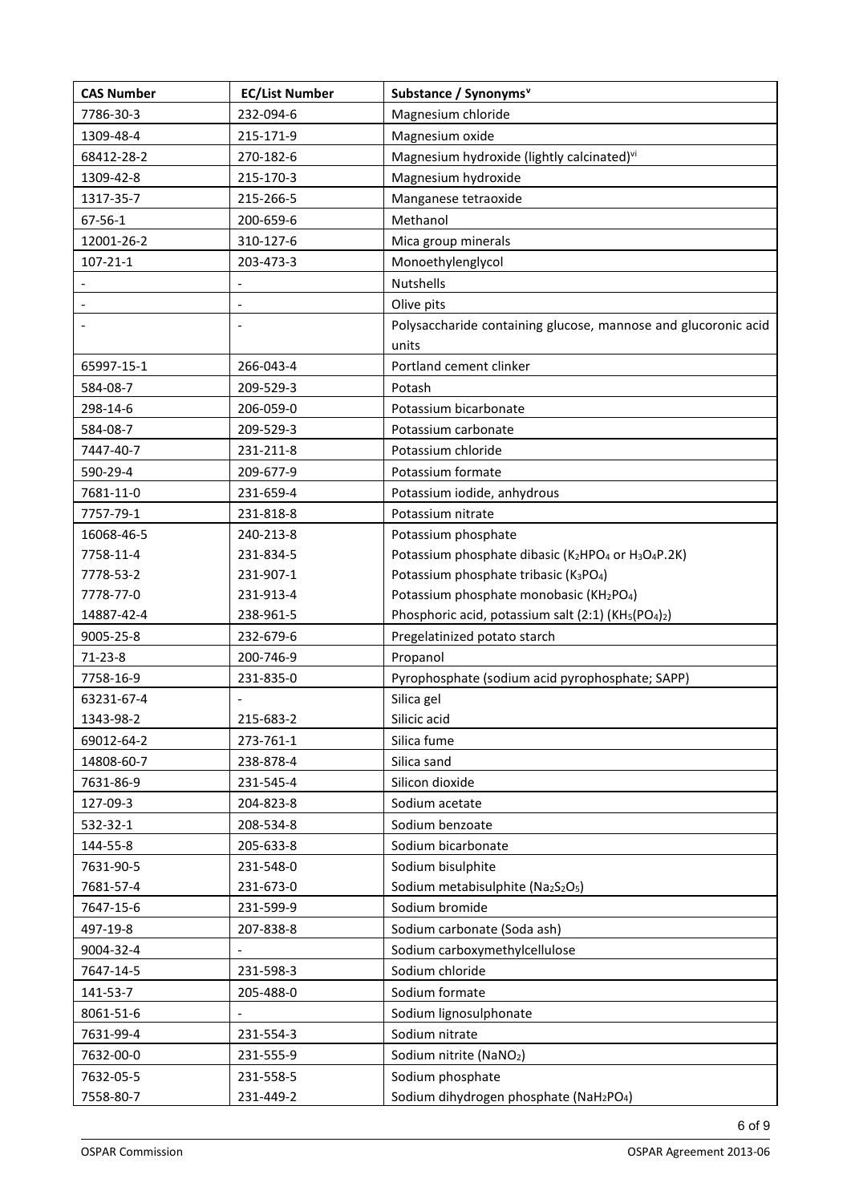| CAS Number | EC/List Number | Substance / Synonyms[v] |
|---|---|---|
| 7786-30-3 | 232-094-6 | Magnesium chloride |
| 1309-48-4 | 215-171-9 | Magnesium oxide |
| 68412-28-2 | 270-182-6 | Magnesium hydroxide (lightly calcinated)[vi] |
| 1309-42-8 | 215-170-3 | Magnesium hydroxide |
| 1317-35-7 | 215-266-5 | Manganese tetraoxide |
| 67-56-1 | 200-659-6 | Methanol |
| 12001-26-2 | 310-127-6 | Mica group minerals |
| 107-21-1 | 203-473-3 | Monoethylenglycol |
| - | - | Nutshells |
| - | - | Olive pits |
| - | - | Polysaccharide containing glucose, mannose and glucoronic acid units |
| 65997-15-1 | 266-043-4 | Portland cement clinker |
| 584-08-7 | 209-529-3 | Potash |
| 298-14-6 | 206-059-0 | Potassium bicarbonate |
| 584-08-7 | 209-529-3 | Potassium carbonate |
| 7447-40-7 | 231-211-8 | Potassium chloride |
| 590-29-4 | 209-677-9 | Potassium formate |
| 7681-11-0 | 231-659-4 | Potassium iodide, anhydrous |
| 7757-79-1 | 231-818-8 | Potassium nitrate |
| 16068-46-5 | 240-213-8 | Potassium phosphate |
| 7758-11-4 | 231-834-5 | Potassium phosphate dibasic ($K_2HPO_4$ or $H_3O_4P.2K$) |
| 7778-53-2 | 231-907-1 | Potassium phosphate tribasic ($K_3PO_4$) |
| 7778-77-0 | 231-913-4 | Potassium phosphate monobasic ($KH_2PO_4$) |
| 14887-42-4 | 238-961-5 | Phosphoric acid, potassium salt (2:1) ($KH_5(PO_4)_2$) |
| 9005-25-8 | 232-679-6 | Pregelatinized potato starch |
| 71-23-8 | 200-746-9 | Propanol |
| 7758-16-9 | 231-835-0 | Pyrophosphate (sodium acid pyrophosphate; SAPP) |
| 63231-67-4 | - | Silica gel |
| 1343-98-2 | 215-683-2 | Silicic acid |
| 69012-64-2 | 273-761-1 | Silica fume |
| 14808-60-7 | 238-878-4 | Silica sand |
| 7631-86-9 | 231-545-4 | Silicon dioxide |
| 127-09-3 | 204-823-8 | Sodium acetate |
| 532-32-1 | 208-534-8 | Sodium benzoate |
| 144-55-8 | 205-633-8 | Sodium bicarbonate |
| 7631-90-5 | 231-548-0 | Sodium bisulphite |
| 7681-57-4 | 231-673-0 | Sodium metabisulphite ($Na_2S_2O_5$) |
| 7647-15-6 | 231-599-9 | Sodium bromide |
| 497-19-8 | 207-838-8 | Sodium carbonate (Soda ash) |
| 9004-32-4 | - | Sodium carboxymethylcellulose |
| 7647-14-5 | 231-598-3 | Sodium chloride |
| 141-53-7 | 205-488-0 | Sodium formate |
| 8061-51-6 | - | Sodium lignosulphonate |
| 7631-99-4 | 231-554-3 | Sodium nitrate |
| 7632-00-0 | 231-555-9 | Sodium nitrite ($NaNO_2$) |
| 7632-05-5 | 231-558-5 | Sodium phosphate |
| 7558-80-7 | 231-449-2 | Sodium dihydrogen phosphate ($NaH_2PO_4$) |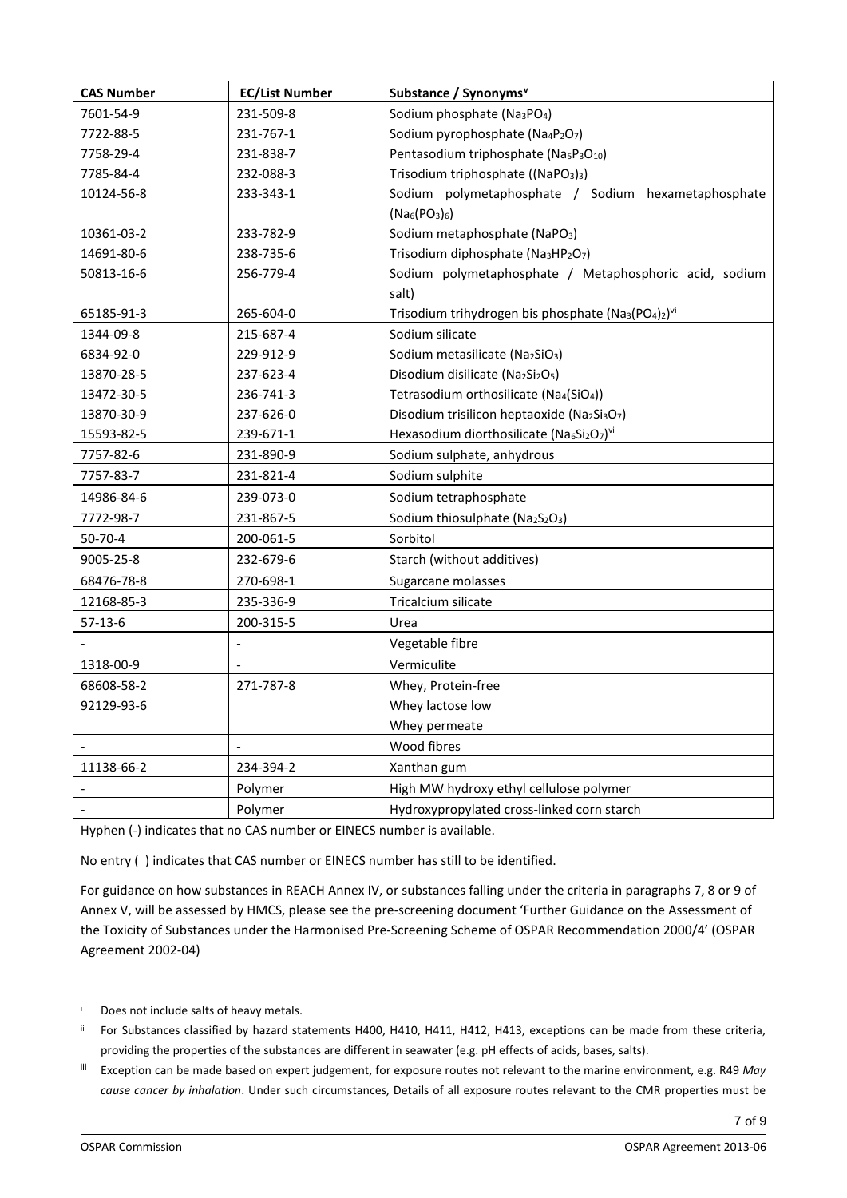| CAS Number | EC/List Number | Substance / Synonyms[v] |
|---|---|---|
| 7601-54-9 | 231-509-8 | Sodium phosphate ($Na_3PO_4$) |
| 7722-88-5 | 231-767-1 | Sodium pyrophosphate ($Na_4P_2O_7$) |
| 7758-29-4 | 231-838-7 | Pentasodium triphosphate ($Na_5P_3O_{10}$) |
| 7785-84-4 | 232-088-3 | Trisodium triphosphate ($(NaPO_3)_3$) |
| 10124-56-8 | 233-343-1 | Sodium polymetaphosphate / Sodium hexametaphosphate ($Na_6(PO_3)_6$) |
| 10361-03-2 | 233-782-9 | Sodium metaphosphate ($NaPO_3$) |
| 14691-80-6 | 238-735-6 | Trisodium diphosphate ($Na_3HP_2O_7$) |
| 50813-16-6 | 256-779-4 | Sodium polymetaphosphate / Metaphosphoric acid, sodium salt) |
| 65185-91-3 | 265-604-0 | Trisodium trihydrogen bis phosphate ($Na_3(PO_4)_2$)[vi] |
| 1344-09-8 | 215-687-4 | Sodium silicate |
| 6834-92-0 | 229-912-9 | Sodium metasilicate ($Na_2SiO_3$) |
| 13870-28-5 | 237-623-4 | Disodium disilicate ($Na_2Si_2O_5$) |
| 13472-30-5 | 236-741-3 | Tetrasodium orthosilicate ($Na_4(SiO_4)$) |
| 13870-30-9 | 237-626-0 | Disodium trisilicon heptaoxide ($Na_2Si_3O_7$) |
| 15593-82-5 | 239-671-1 | Hexasodium diorthosilicate ($Na_6Si_2O_7$)[vi] |
| 7757-82-6 | 231-890-9 | Sodium sulphate, anhydrous |
| 7757-83-7 | 231-821-4 | Sodium sulphite |
| 14986-84-6 | 239-073-0 | Sodium tetraphosphate |
| 7772-98-7 | 231-867-5 | Sodium thiosulphate ($Na_2S_2O_3$) |
| 50-70-4 | 200-061-5 | Sorbitol |
| 9005-25-8 | 232-679-6 | Starch (without additives) |
| 68476-78-8 | 270-698-1 | Sugarcane molasses |
| 12168-85-3 | 235-336-9 | Tricalcium silicate |
| 57-13-6 | 200-315-5 | Urea |
| - | - | Vegetable fibre |
| 1318-00-9 | - | Vermiculite |
| 68608-58-2 | 271-787-8 | Whey, Protein-free |
| 92129-93-6 | | Whey lactose low |
| | | Whey permeate |
| - | - | Wood fibres |
| 11138-66-2 | 234-394-2 | Xanthan gum |
| - | Polymer | High MW hydroxy ethyl cellulose polymer |
| - | Polymer | Hydroxypropylated cross-linked corn starch |

Hyphen (-) indicates that no CAS number or EINECS number is available.

No entry ( ) indicates that CAS number or EINECS number has still to be identified.

For guidance on how substances in REACH Annex IV, or substances falling under the criteria in paragraphs 7, 8 or 9 of Annex V, will be assessed by HMCS, please see the pre-screening document 'Further Guidance on the Assessment of the Toxicity of Substances under the Harmonised Pre-Screening Scheme of OSPAR Recommendation 2000/4' (OSPAR Agreement 2002-04)

---

[i] Does not include salts of heavy metals.

[ii] For Substances classified by hazard statements H400, H410, H411, H412, H413, exceptions can be made from these criteria, providing the properties of the substances are different in seawater (e.g. pH effects of acids, bases, salts).

[iii] Exception can be made based on expert judgement, for exposure routes not relevant to the marine environment, e.g. R49 *May cause cancer by inhalation*. Under such circumstances, Details of all exposure routes relevant to the CMR properties must be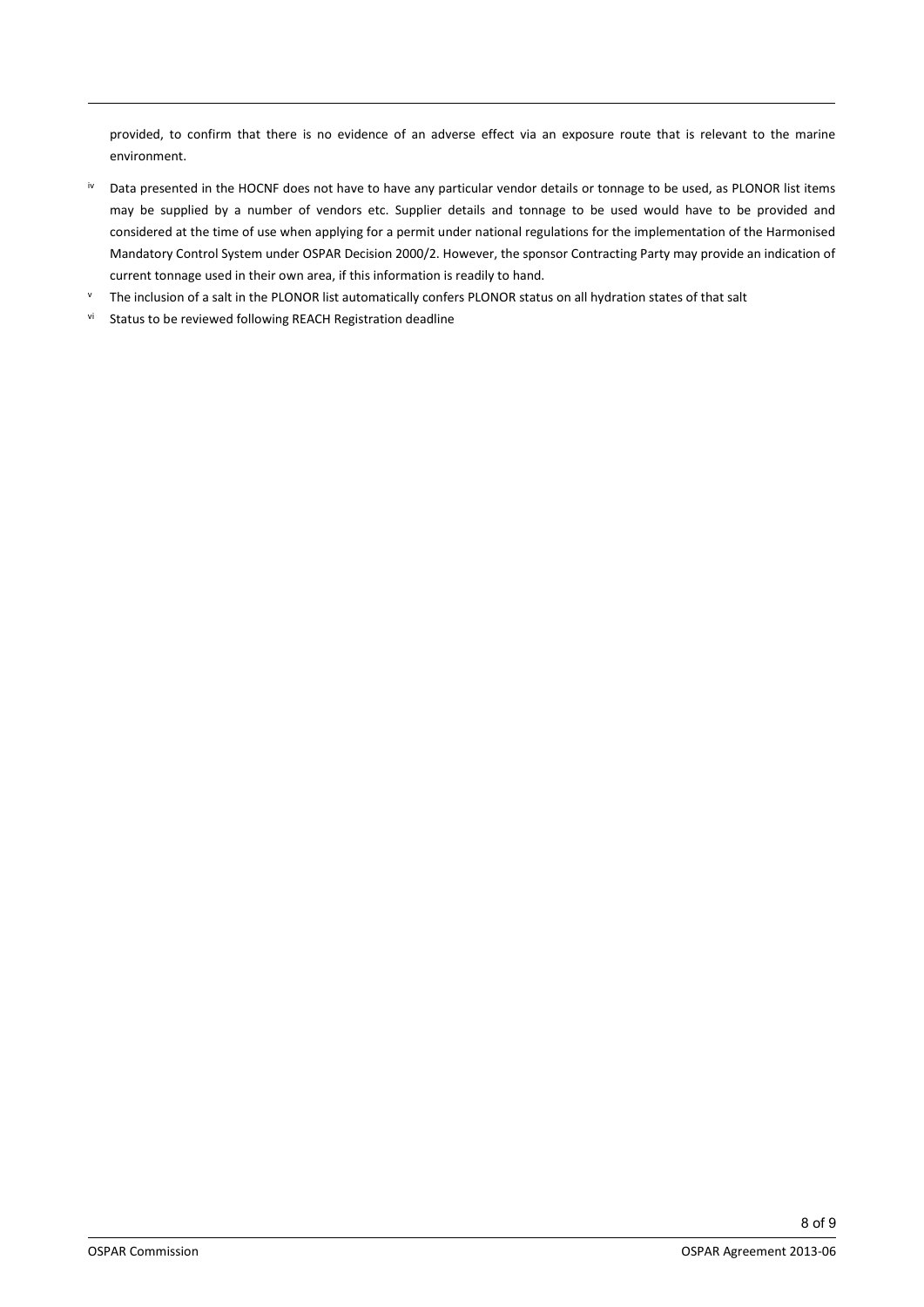provided, to confirm that there is no evidence of an adverse effect via an exposure route that is relevant to the marine environment.

[iv] Data presented in the HOCNF does not have to have any particular vendor details or tonnage to be used, as PLONOR list items may be supplied by a number of vendors etc. Supplier details and tonnage to be used would have to be provided and considered at the time of use when applying for a permit under national regulations for the implementation of the Harmonised Mandatory Control System under OSPAR Decision 2000/2. However, the sponsor Contracting Party may provide an indication of current tonnage used in their own area, if this information is readily to hand.

[v] The inclusion of a salt in the PLONOR list automatically confers PLONOR status on all hydration states of that salt

[vi] Status to be reviewed following REACH Registration deadline